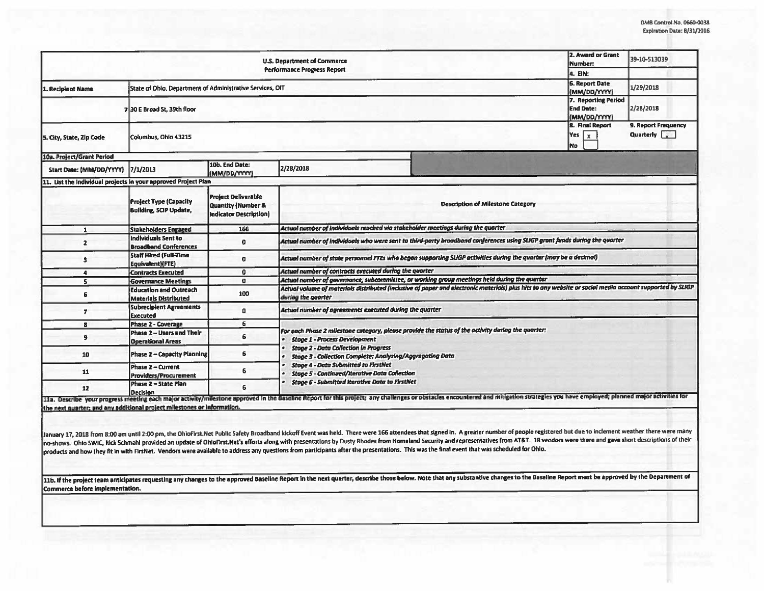OMB Control No. 0660-0038
Expiration Date: 8/31/2016

| U.S. Department of Commerce Performance Progress Report | | | | 2. Award or Grant Number: | 39-10-513039 |
|---|---|---|---|---|---|
| | | | | 4. EIN: | |
| 1. Recipient Name | State of Ohio, Department of Administrative Services, OIT | | | 6. Report Date (MM/DD/YYYY) | 1/29/2018 |
| 3. Street Address | 30 E Broad St, 39th floor | | | 7. Reporting Period End Date: (MM/DD/YYYY) | 2/28/2018 |
| 5. City, State, Zip Code | Columbus, Ohio 43215 | | | 8. Final Report Yes [x] No [ ] | 9. Report Frequency Quarterly |
| 10a. Project/Grant Period | | | | | |
| Start Date: (MM/DD/YYYY) | 7/1/2013 | 10b. End Date: (MM/DD/YYYY) | 2/28/2018 | | |

**11. List the individual projects in your approved Project Plan**

| | Project Type (Capacity Building, SCIP Update, | Project Deliverable Quantity (Number & Indicator Description) | Description of Milestone Category |
|---|---|---|---|
| 1 | Stakeholders Engaged | 166 | *Actual number of individuals reached via stakeholder meetings during the quarter* |
| 2 | Individuals Sent to Broadband Conferences | 0 | *Actual number of individuals who were sent to third-party broadband conferences using SLIGP grant funds during the quarter* |
| 3 | Staff Hired (Full-Time Equivalent)(FTE) | 0 | *Actual number of state personnel FTEs who began supporting SLIGP activities during the quarter (may be a decimal)* |
| 4 | Contracts Executed | 0 | *Actual number of contracts executed during the quarter* |
| 5 | Governance Meetings | 0 | *Actual number of governance, subcommittee, or working group meetings held during the quarter* |
| 6 | Education and Outreach Materials Distributed | 100 | *Actual volume of materials distributed (inclusive of paper and electronic materials) plus hits to any website or social media account supported by SLIGP during the quarter* |
| 7 | Subrecipient Agreements Executed | 0 | *Actual number of agreements executed during the quarter* |
| 8 | Phase 2 - Coverage | 6 | *For each Phase 2 milestone category, please provide the status of the activity during the quarter:* <br>• *Stage 1 - Process Development* <br>• *Stage 2 - Data Collection in Progress* <br>• *Stage 3 - Collection Complete; Analyzing/Aggregating Data* <br>• *Stage 4 - Data Submitted to FirstNet* <br>• *Stage 5 - Continued/Iterative Data Collection* <br>• *Stage 6 - Submitted Iterative Data to FirstNet* |
| 9 | Phase 2 – Users and Their Operational Areas | 6 | |
| 10 | Phase 2 – Capacity Planning | 6 | |
| 11 | Phase 2 – Current Providers/Procurement | 6 | |
| 12 | Phase 2 – State Plan Decision | 6 | |

**11a. Describe your progress meeting each major activity/milestone approved in the Baseline Report for this project; any challenges or obstacles encountered and mitigation strategies you have employed; planned major activities for the next quarter; and any additional project milestones or information.**

January 17, 2018 from 8:00 am until 2:00 pm, the OhioFirst.Net Public Safety Broadband kickoff Event was held. There were 166 attendees that signed in. A greater number of people registered but due to inclement weather there were many no-shows. Ohio SWIC, Rick Schmahl provided an update of OhioFirst.Net's efforts along with presentations by Dusty Rhodes from Homeland Security and representatives from AT&T. 18 vendors were there and gave short descriptions of their products and how they fit in with FirsNet. Vendors were available to address any questions from participants after the presentations. This was the final event that was scheduled for Ohio.

**11b. If the project team anticipates requesting any changes to the approved Baseline Report in the next quarter, describe those below. Note that any substantive changes to the Baseline Report must be approved by the Department of Commerce before implementation.**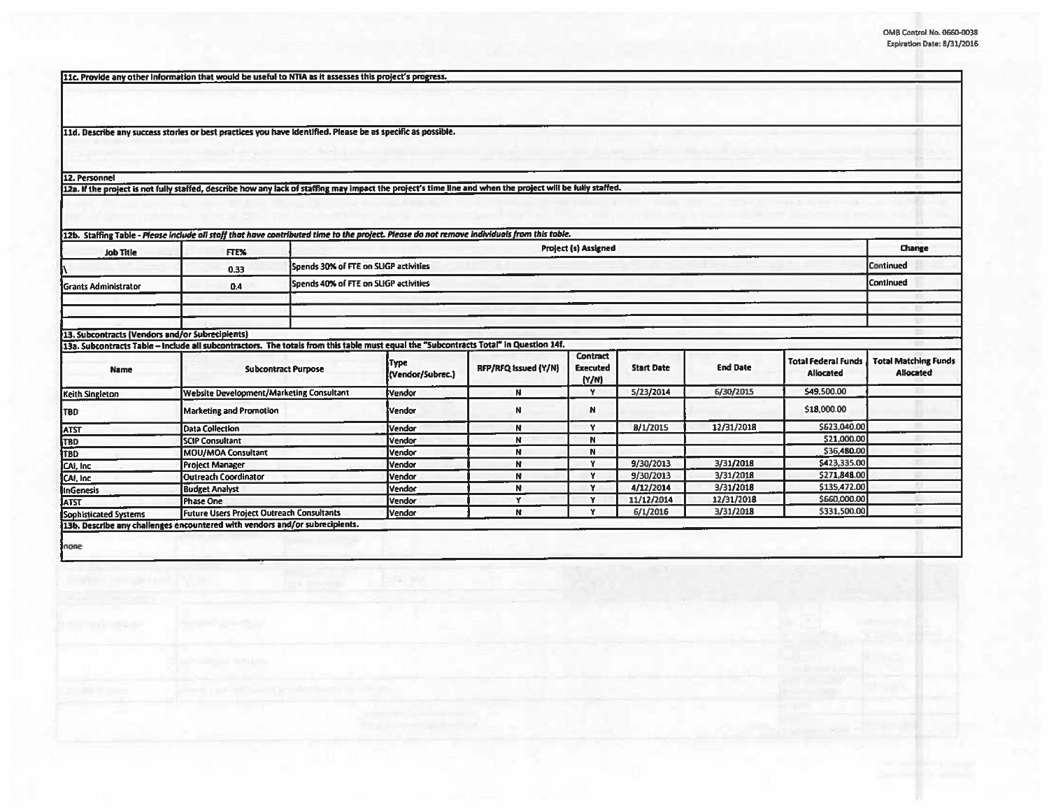OMB Control No. 0660-0038
Expiration Date: 8/31/2016

**11c. Provide any other information that would be useful to NTIA as it assesses this project's progress.**

**11d. Describe any success stories or best practices you have identified. Please be as specific as possible.**

**12. Personnel**

**12a. If the project is not fully staffed, describe how any lack of staffing may impact the project's time line and when the project will be fully staffed.**

**12b. Staffing Table** - *Please include all staff that have contributed time to the project. Please do not remove individuals from this table.*

| Job Title | FTE% | Project (s) Assigned | Change |
|---|---|---|---|
| \ | 0.33 | Spends 30% of FTE on SLIGP activities | Continued |
| Grants Administrator | 0.4 | Spends 40% of FTE on SLIGP activities | Continued |
| | | | |
| | | | |

**13. Subcontracts (Vendors and/or Subrecipients)**

**13a. Subcontracts Table** – Include all subcontractors. The totals from this table must equal the "Subcontracts Total" in Question 14f.

| Name | Subcontract Purpose | Type (Vendor/Subrec.) | RFP/RFQ Issued (Y/N) | Contract Executed (Y/N) | Start Date | End Date | Total Federal Funds Allocated | Total Matching Funds Allocated |
|---|---|---|---|---|---|---|---|---|
| Keith Singleton | Website Development/Marketing Consultant | Vendor | N | Y | 5/23/2014 | 6/30/2015 | $49,500.00 | |
| TBD | Marketing and Promotion | Vendor | N | N | | | $18,000.00 | |
| ATST | Data Collection | Vendor | N | Y | 8/1/2015 | 12/31/2018 | $623,040.00 | |
| TBD | SCIP Consultant | Vendor | N | N | | | $21,000.00 | |
| TBD | MOU/MOA Consultant | Vendor | N | N | | | $36,480.00 | |
| CAI, Inc | Project Manager | Vendor | N | Y | 9/30/2013 | 3/31/2018 | $423,335.00 | |
| CAI, Inc | Outreach Coordinator | Vendor | N | Y | 9/30/2013 | 3/31/2018 | $271,848.00 | |
| InGenesis | Budget Analyst | Vendor | N | Y | 4/12/2014 | 3/31/2018 | $135,472.00 | |
| ATST | Phase One | Vendor | Y | Y | 11/12/2014 | 12/31/2018 | $660,000.00 | |
| Sophisticated Systems | Future Users Project Outreach Consultants | Vendor | N | Y | 6/1/2016 | 3/31/2018 | $331,500.00 | |

**13b. Describe any challenges encountered with vendors and/or subrecipients.**

none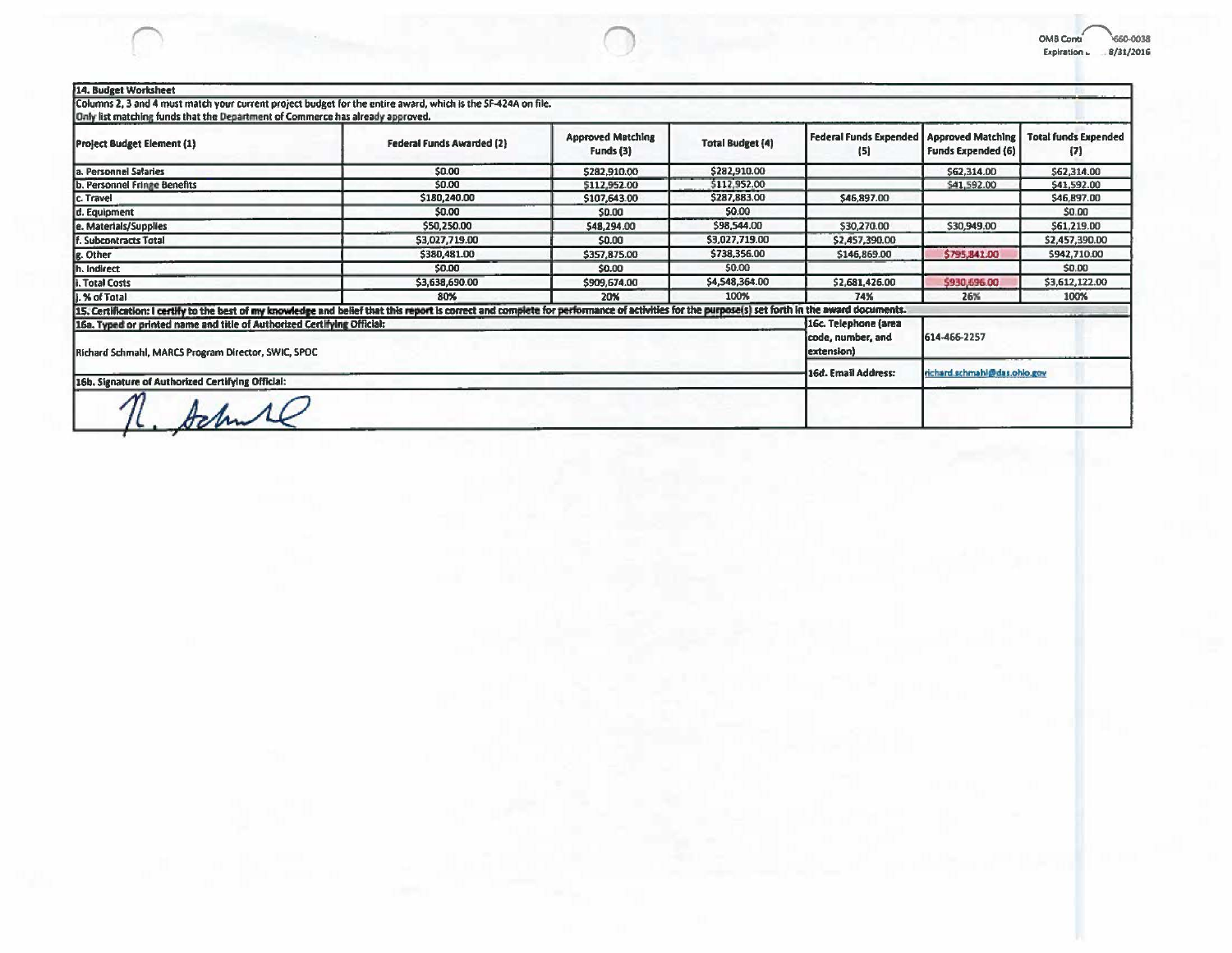## 14. Budget Worksheet

Columns 2, 3 and 4 must match your current project budget for the entire award, which is the SF-424A on file.
Only list matching funds that the Department of Commerce has already approved.

| Project Budget Element (1) | Federal Funds Awarded (2) | Approved Matching Funds (3) | Total Budget (4) | Federal Funds Expended (5) | Approved Matching Funds Expended (6) | Total funds Expended (7) |
|---|---|---|---|---|---|---|
| a. Personnel Salaries | $0.00 | $282,910.00 | $282,910.00 | | $62,314.00 | $62,314.00 |
| b. Personnel Fringe Benefits | $0.00 | $112,952.00 | $112,952.00 | | $41,592.00 | $41,592.00 |
| c. Travel | $180,240.00 | $107,643.00 | $287,883.00 | $46,897.00 | | $46,897.00 |
| d. Equipment | $0.00 | $0.00 | $0.00 | | | $0.00 |
| e. Materials/Supplies | $50,250.00 | $48,294.00 | $98,544.00 | $30,270.00 | $30,949.00 | $61,219.00 |
| f. Subcontracts Total | $3,027,719.00 | $0.00 | $3,027,719.00 | $2,457,390.00 | | $2,457,390.00 |
| g. Other | $380,481.00 | $357,875.00 | $738,356.00 | $146,869.00 | $795,841.00 | $942,710.00 |
| h. Indirect | $0.00 | $0.00 | $0.00 | | | $0.00 |
| i. Total Costs | $3,638,690.00 | $909,674.00 | $4,548,364.00 | $2,681,426.00 | $930,696.00 | $3,612,122.00 |
| j. % of Total | 80% | 20% | 100% | 74% | 26% | 100% |

**15. Certification:** I certify to the best of my knowledge and belief that this report is correct and complete for performance of activities for the purpose(s) set forth in the award documents.

**16a. Typed or printed name and title of Authorized Certifying Official:**

Richard Schmahl, MARCS Program Director, SWIC, SPOC

**16c. Telephone (area code, number, and extension)** 614-466-2257

**16d. Email Address:** richard.schmahl@das.ohio.gov

**16b. Signature of Authorized Certifying Official:**

R. Schmahl